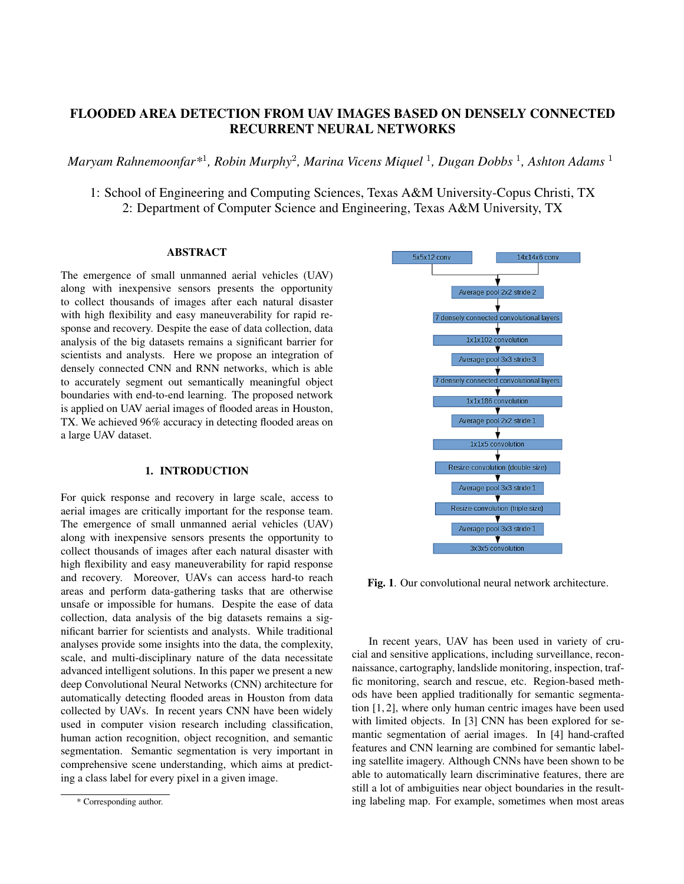# FLOODED AREA DETECTION FROM UAV IMAGES BASED ON DENSELY CONNECTED RECURRENT NEURAL NETWORKS

*Maryam Rahnemoonfar*[*1], Robin Murphy[2], Marina Vicens Miquel [1], Dugan Dobbs [1], Ashton Adams [1]*

1: School of Engineering and Computing Sciences, Texas A&M University-Copus Christi, TX
2: Department of Computer Science and Engineering, Texas A&M University, TX

## ABSTRACT

The emergence of small unmanned aerial vehicles (UAV) along with inexpensive sensors presents the opportunity to collect thousands of images after each natural disaster with high flexibility and easy maneuverability for rapid response and recovery. Despite the ease of data collection, data analysis of the big datasets remains a significant barrier for scientists and analysts. Here we propose an integration of densely connected CNN and RNN networks, which is able to accurately segment out semantically meaningful object boundaries with end-to-end learning. The proposed network is applied on UAV aerial images of flooded areas in Houston, TX. We achieved 96% accuracy in detecting flooded areas on a large UAV dataset.

## 1. INTRODUCTION

For quick response and recovery in large scale, access to aerial images are critically important for the response team. The emergence of small unmanned aerial vehicles (UAV) along with inexpensive sensors presents the opportunity to collect thousands of images after each natural disaster with high flexibility and easy maneuverability for rapid response and recovery. Moreover, UAVs can access hard-to reach areas and perform data-gathering tasks that are otherwise unsafe or impossible for humans. Despite the ease of data collection, data analysis of the big datasets remains a significant barrier for scientists and analysts. While traditional analyses provide some insights into the data, the complexity, scale, and multi-disciplinary nature of the data necessitate advanced intelligent solutions. In this paper we present a new deep Convolutional Neural Networks (CNN) architecture for automatically detecting flooded areas in Houston from data collected by UAVs. In recent years CNN have been widely used in computer vision research including classification, human action recognition, object recognition, and semantic segmentation. Semantic segmentation is very important in comprehensive scene understanding, which aims at predicting a class label for every pixel in a given image.

5x5x12 conv
14x14x6 conv
Average pool 2x2 stride 2
7 densely connected convolutional layers
1x1x102 convolution
Average pool 3x3 stride 3
7 densely connected convolutional layers
1x1x186 convolution
Average pool 2x2 stride 1
1x1x5 convolution
Resize-convolution (double size)
Average pool 3x3 stride 1
Resize-convolution (triple size)
Average pool 3x3 stride 1
3x3x5 convolution

**Fig. 1**. Our convolutional neural network architecture.

In recent years, UAV has been used in variety of crucial and sensitive applications, including surveillance, reconnaissance, cartography, landslide monitoring, inspection, traffic monitoring, search and rescue, etc. Region-based methods have been applied traditionally for semantic segmentation [1, 2], where only human centric images have been used with limited objects. In [3] CNN has been explored for semantic segmentation of aerial images. In [4] hand-crafted features and CNN learning are combined for semantic labeling satellite imagery. Although CNNs have been shown to be able to automatically learn discriminative features, there are still a lot of ambiguities near object boundaries in the resulting labeling map. For example, sometimes when most areas

* Corresponding author.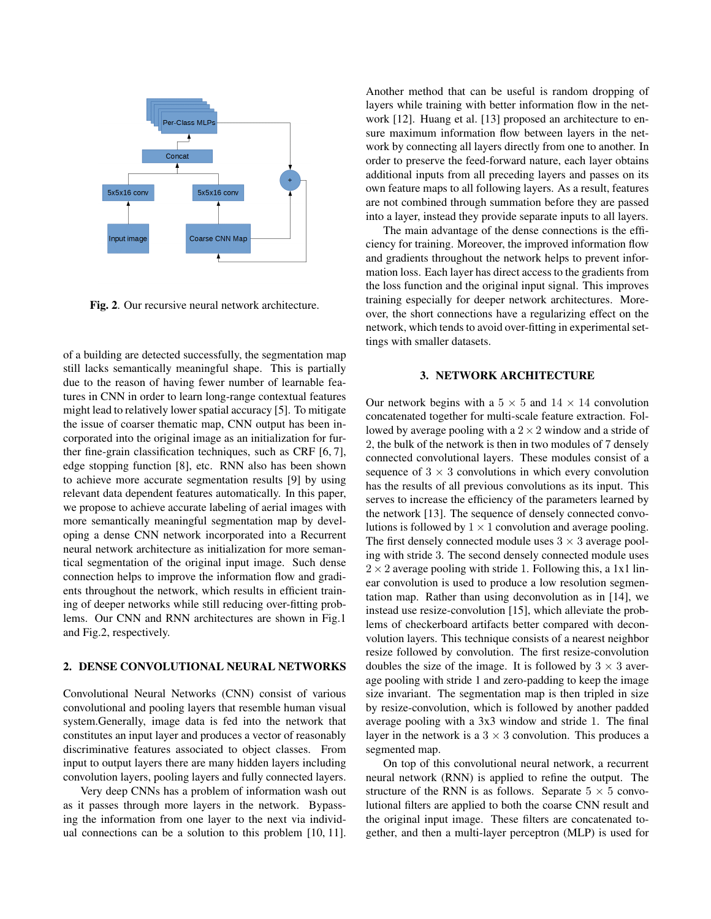Per-Class MLPs

Concat

5x5x16 conv

5x5x16 conv

+

Input image

Coarse CNN Map

**Fig. 2**. Our recursive neural network architecture.

of a building are detected successfully, the segmentation map still lacks semantically meaningful shape. This is partially due to the reason of having fewer number of learnable features in CNN in order to learn long-range contextual features might lead to relatively lower spatial accuracy [5]. To mitigate the issue of coarser thematic map, CNN output has been incorporated into the original image as an initialization for further fine-grain classification techniques, such as CRF [6, 7], edge stopping function [8], etc. RNN also has been shown to achieve more accurate segmentation results [9] by using relevant data dependent features automatically. In this paper, we propose to achieve accurate labeling of aerial images with more semantically meaningful segmentation map by developing a dense CNN network incorporated into a Recurrent neural network architecture as initialization for more semantical segmentation of the original input image. Such dense connection helps to improve the information flow and gradients throughout the network, which results in efficient training of deeper networks while still reducing over-fitting problems. Our CNN and RNN architectures are shown in Fig.1 and Fig.2, respectively.

## 2. DENSE CONVOLUTIONAL NEURAL NETWORKS

Convolutional Neural Networks (CNN) consist of various convolutional and pooling layers that resemble human visual system.Generally, image data is fed into the network that constitutes an input layer and produces a vector of reasonably discriminative features associated to object classes. From input to output layers there are many hidden layers including convolution layers, pooling layers and fully connected layers.

Very deep CNNs has a problem of information wash out as it passes through more layers in the network. Bypassing the information from one layer to the next via individual connections can be a solution to this problem [10, 11]. Another method that can be useful is random dropping of layers while training with better information flow in the network [12]. Huang et al. [13] proposed an architecture to ensure maximum information flow between layers in the network by connecting all layers directly from one to another. In order to preserve the feed-forward nature, each layer obtains additional inputs from all preceding layers and passes on its own feature maps to all following layers. As a result, features are not combined through summation before they are passed into a layer, instead they provide separate inputs to all layers.

The main advantage of the dense connections is the efficiency for training. Moreover, the improved information flow and gradients throughout the network helps to prevent information loss. Each layer has direct access to the gradients from the loss function and the original input signal. This improves training especially for deeper network architectures. Moreover, the short connections have a regularizing effect on the network, which tends to avoid over-fitting in experimental settings with smaller datasets.

## 3. NETWORK ARCHITECTURE

Our network begins with a $5 \times 5$ and $14 \times 14$ convolution concatenated together for multi-scale feature extraction. Followed by average pooling with a $2 \times 2$ window and a stride of 2, the bulk of the network is then in two modules of 7 densely connected convolutional layers. These modules consist of a sequence of $3 \times 3$ convolutions in which every convolution has the results of all previous convolutions as its input. This serves to increase the efficiency of the parameters learned by the network [13]. The sequence of densely connected convolutions is followed by $1 \times 1$ convolution and average pooling. The first densely connected module uses $3 \times 3$ average pooling with stride 3. The second densely connected module uses $2 \times 2$ average pooling with stride 1. Following this, a 1x1 linear convolution is used to produce a low resolution segmentation map. Rather than using deconvolution as in [14], we instead use resize-convolution [15], which alleviate the problems of checkerboard artifacts better compared with deconvolution layers. This technique consists of a nearest neighbor resize followed by convolution. The first resize-convolution doubles the size of the image. It is followed by $3 \times 3$ average pooling with stride 1 and zero-padding to keep the image size invariant. The segmentation map is then tripled in size by resize-convolution, which is followed by another padded average pooling with a 3x3 window and stride 1. The final layer in the network is a $3 \times 3$ convolution. This produces a segmented map.

On top of this convolutional neural network, a recurrent neural network (RNN) is applied to refine the output. The structure of the RNN is as follows. Separate $5 \times 5$ convolutional filters are applied to both the coarse CNN result and the original input image. These filters are concatenated together, and then a multi-layer perceptron (MLP) is used for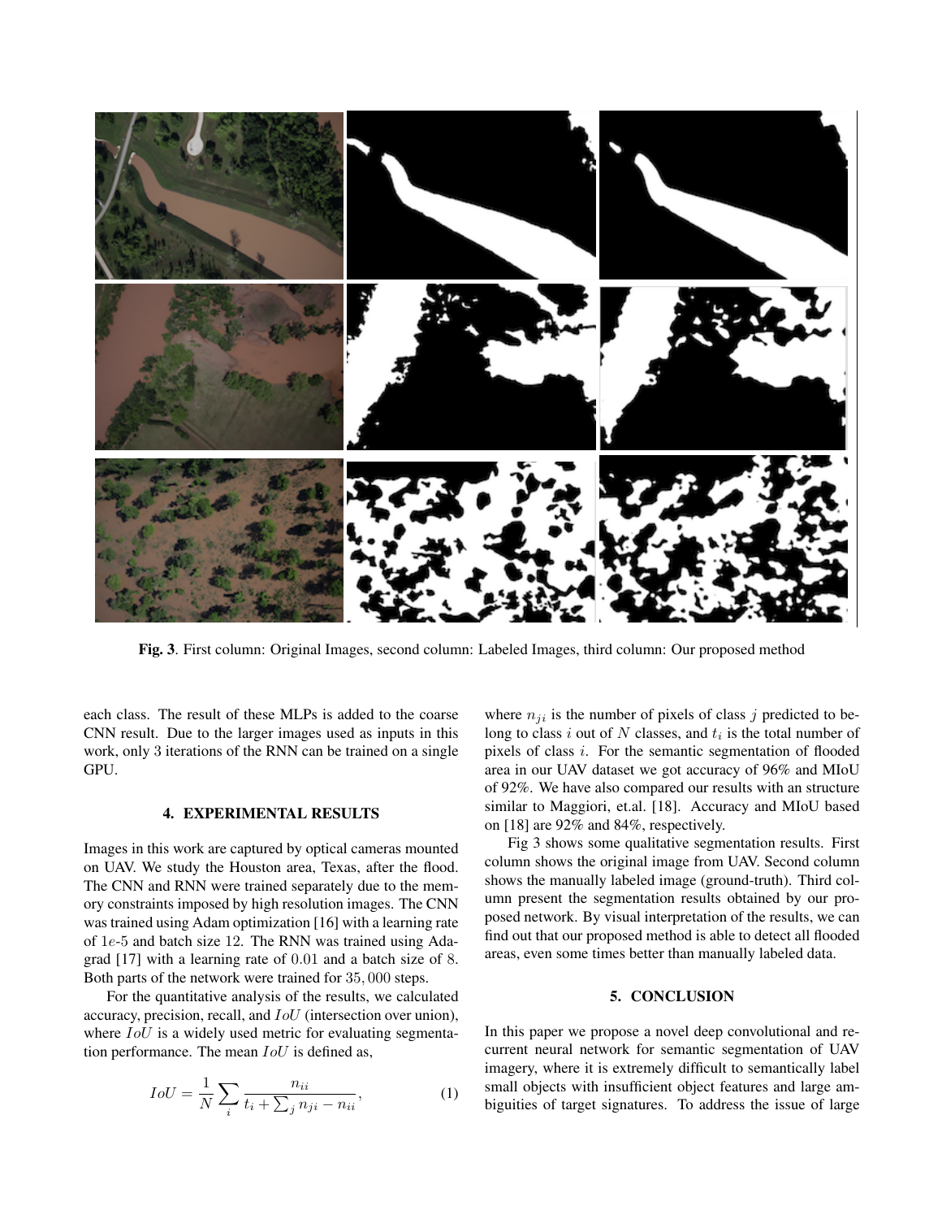**Fig. 3**. First column: Original Images, second column: Labeled Images, third column: Our proposed method

each class. The result of these MLPs is added to the coarse CNN result. Due to the larger images used as inputs in this work, only 3 iterations of the RNN can be trained on a single GPU.

## 4. EXPERIMENTAL RESULTS

Images in this work are captured by optical cameras mounted on UAV. We study the Houston area, Texas, after the flood. The CNN and RNN were trained separately due to the memory constraints imposed by high resolution images. The CNN was trained using Adam optimization [16] with a learning rate of $1e$-5 and batch size 12. The RNN was trained using Adagrad [17] with a learning rate of 0.01 and a batch size of 8. Both parts of the network were trained for 35,000 steps.

For the quantitative analysis of the results, we calculated accuracy, precision, recall, and $IoU$ (intersection over union), where $IoU$ is a widely used metric for evaluating segmentation performance. The mean $IoU$ is defined as,

$$IoU = \frac{1}{N} \sum_{i} \frac{n_{ii}}{t_i + \sum_j n_{ji} - n_{ii}}, \tag{1}$$

where $n_{ji}$ is the number of pixels of class $j$ predicted to belong to class $i$ out of $N$ classes, and $t_i$ is the total number of pixels of class $i$. For the semantic segmentation of flooded area in our UAV dataset we got accuracy of 96% and MIoU of 92%. We have also compared our results with an structure similar to Maggiori, et.al. [18]. Accuracy and MIoU based on [18] are 92% and 84%, respectively.

Fig 3 shows some qualitative segmentation results. First column shows the original image from UAV. Second column shows the manually labeled image (ground-truth). Third column present the segmentation results obtained by our proposed network. By visual interpretation of the results, we can find out that our proposed method is able to detect all flooded areas, even some times better than manually labeled data.

## 5. CONCLUSION

In this paper we propose a novel deep convolutional and recurrent neural network for semantic segmentation of UAV imagery, where it is extremely difficult to semantically label small objects with insufficient object features and large ambiguities of target signatures. To address the issue of large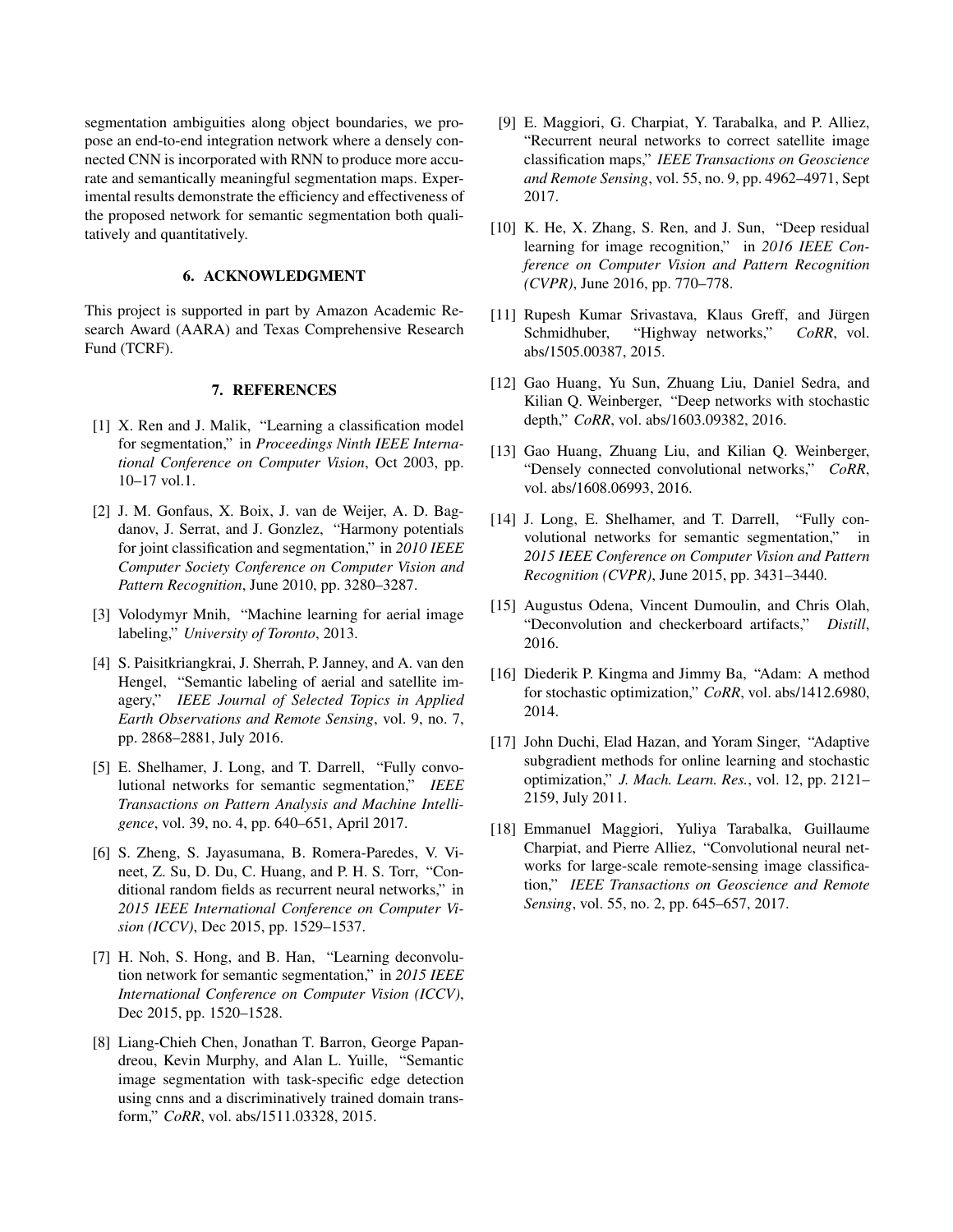segmentation ambiguities along object boundaries, we propose an end-to-end integration network where a densely connected CNN is incorporated with RNN to produce more accurate and semantically meaningful segmentation maps. Experimental results demonstrate the efficiency and effectiveness of the proposed network for semantic segmentation both qualitatively and quantitatively.

## 6. ACKNOWLEDGMENT

This project is supported in part by Amazon Academic Research Award (AARA) and Texas Comprehensive Research Fund (TCRF).

## 7. REFERENCES

[1] X. Ren and J. Malik, "Learning a classification model for segmentation," in *Proceedings Ninth IEEE International Conference on Computer Vision*, Oct 2003, pp. 10–17 vol.1.

[2] J. M. Gonfaus, X. Boix, J. van de Weijer, A. D. Bagdanov, J. Serrat, and J. Gonzlez, "Harmony potentials for joint classification and segmentation," in *2010 IEEE Computer Society Conference on Computer Vision and Pattern Recognition*, June 2010, pp. 3280–3287.

[3] Volodymyr Mnih, "Machine learning for aerial image labeling," *University of Toronto*, 2013.

[4] S. Paisitkriangkrai, J. Sherrah, P. Janney, and A. van den Hengel, "Semantic labeling of aerial and satellite imagery," *IEEE Journal of Selected Topics in Applied Earth Observations and Remote Sensing*, vol. 9, no. 7, pp. 2868–2881, July 2016.

[5] E. Shelhamer, J. Long, and T. Darrell, "Fully convolutional networks for semantic segmentation," *IEEE Transactions on Pattern Analysis and Machine Intelligence*, vol. 39, no. 4, pp. 640–651, April 2017.

[6] S. Zheng, S. Jayasumana, B. Romera-Paredes, V. Vineet, Z. Su, D. Du, C. Huang, and P. H. S. Torr, "Conditional random fields as recurrent neural networks," in *2015 IEEE International Conference on Computer Vision (ICCV)*, Dec 2015, pp. 1529–1537.

[7] H. Noh, S. Hong, and B. Han, "Learning deconvolution network for semantic segmentation," in *2015 IEEE International Conference on Computer Vision (ICCV)*, Dec 2015, pp. 1520–1528.

[8] Liang-Chieh Chen, Jonathan T. Barron, George Papandreou, Kevin Murphy, and Alan L. Yuille, "Semantic image segmentation with task-specific edge detection using cnns and a discriminatively trained domain transform," *CoRR*, vol. abs/1511.03328, 2015.

[9] E. Maggiori, G. Charpiat, Y. Tarabalka, and P. Alliez, "Recurrent neural networks to correct satellite image classification maps," *IEEE Transactions on Geoscience and Remote Sensing*, vol. 55, no. 9, pp. 4962–4971, Sept 2017.

[10] K. He, X. Zhang, S. Ren, and J. Sun, "Deep residual learning for image recognition," in *2016 IEEE Conference on Computer Vision and Pattern Recognition (CVPR)*, June 2016, pp. 770–778.

[11] Rupesh Kumar Srivastava, Klaus Greff, and Jürgen Schmidhuber, "Highway networks," *CoRR*, vol. abs/1505.00387, 2015.

[12] Gao Huang, Yu Sun, Zhuang Liu, Daniel Sedra, and Kilian Q. Weinberger, "Deep networks with stochastic depth," *CoRR*, vol. abs/1603.09382, 2016.

[13] Gao Huang, Zhuang Liu, and Kilian Q. Weinberger, "Densely connected convolutional networks," *CoRR*, vol. abs/1608.06993, 2016.

[14] J. Long, E. Shelhamer, and T. Darrell, "Fully convolutional networks for semantic segmentation," in *2015 IEEE Conference on Computer Vision and Pattern Recognition (CVPR)*, June 2015, pp. 3431–3440.

[15] Augustus Odena, Vincent Dumoulin, and Chris Olah, "Deconvolution and checkerboard artifacts," *Distill*, 2016.

[16] Diederik P. Kingma and Jimmy Ba, "Adam: A method for stochastic optimization," *CoRR*, vol. abs/1412.6980, 2014.

[17] John Duchi, Elad Hazan, and Yoram Singer, "Adaptive subgradient methods for online learning and stochastic optimization," *J. Mach. Learn. Res.*, vol. 12, pp. 2121–2159, July 2011.

[18] Emmanuel Maggiori, Yuliya Tarabalka, Guillaume Charpiat, and Pierre Alliez, "Convolutional neural networks for large-scale remote-sensing image classification," *IEEE Transactions on Geoscience and Remote Sensing*, vol. 55, no. 2, pp. 645–657, 2017.